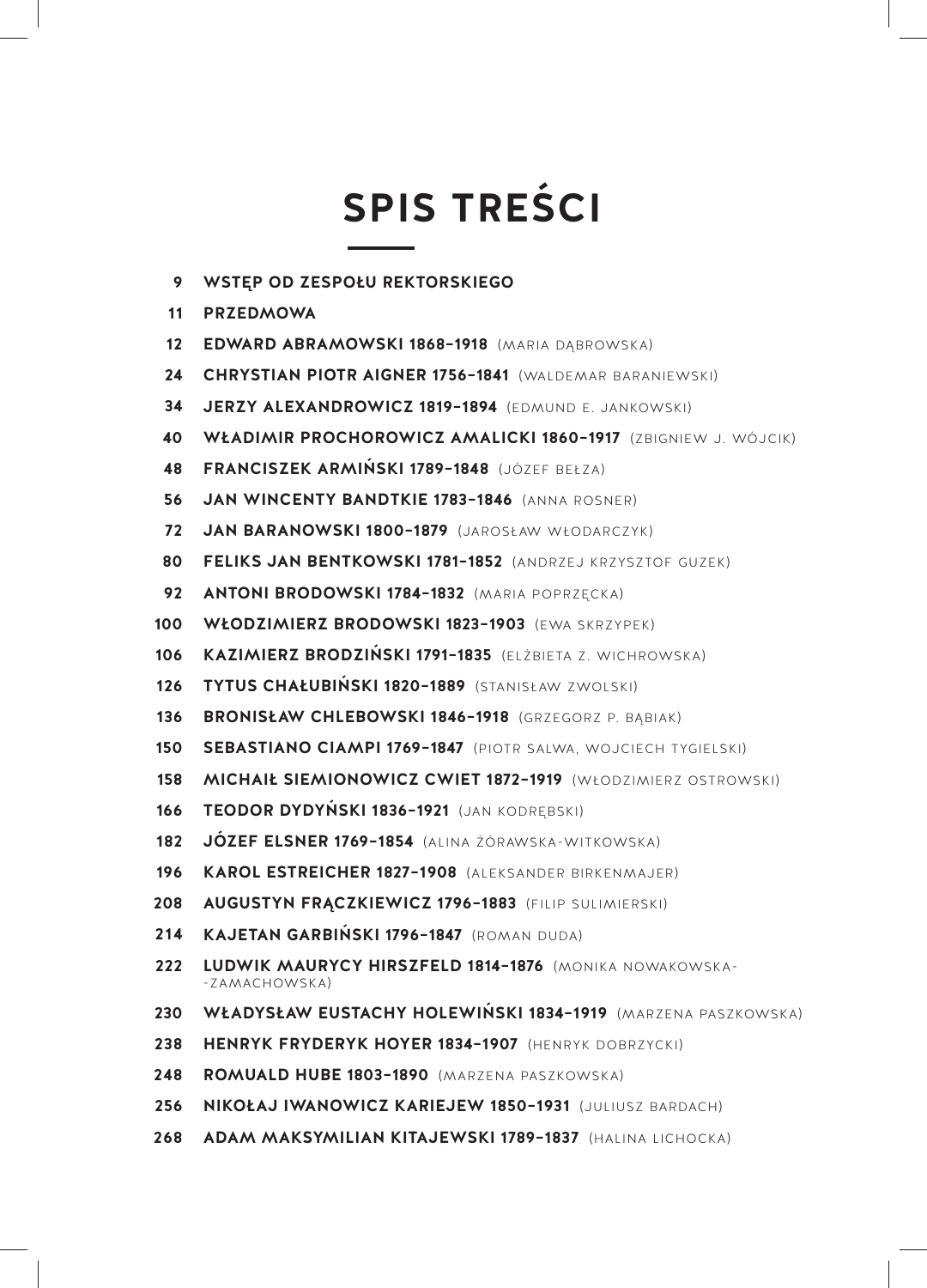# SPIS TREŚCI

9 **WSTĘP OD ZESPOŁU REKTORSKIEGO**

11 **PRZEDMOWA**

12 **EDWARD ABRAMOWSKI 1868–1918** (MARIA DĄBROWSKA)

24 **CHRYSTIAN PIOTR AIGNER 1756–1841** (WALDEMAR BARANIEWSKI)

34 **JERZY ALEXANDROWICZ 1819–1894** (EDMUND E. JANKOWSKI)

40 **WŁADIMIR PROCHOROWICZ AMALICKI 1860–1917** (ZBIGNIEW J. WÓJCIK)

48 **FRANCISZEK ARMIŃSKI 1789–1848** (JÓZEF BEŁZA)

56 **JAN WINCENTY BANDTKIE 1783–1846** (ANNA ROSNER)

72 **JAN BARANOWSKI 1800–1879** (JAROSŁAW WŁODARCZYK)

80 **FELIKS JAN BENTKOWSKI 1781–1852** (ANDRZEJ KRZYSZTOF GUZEK)

92 **ANTONI BRODOWSKI 1784–1832** (MARIA POPRZĘCKA)

100 **WŁODZIMIERZ BRODOWSKI 1823–1903** (EWA SKRZYPEK)

106 **KAZIMIERZ BRODZIŃSKI 1791–1835** (ELŻBIETA Z. WICHROWSKA)

126 **TYTUS CHAŁUBIŃSKI 1820–1889** (STANISŁAW ZWOLSKI)

136 **BRONISŁAW CHLEBOWSKI 1846–1918** (GRZEGORZ P. BĄBIAK)

150 **SEBASTIANO CIAMPI 1769–1847** (PIOTR SALWA, WOJCIECH TYGIELSKI)

158 **MICHAIŁ SIEMIONOWICZ CWIET 1872–1919** (WŁODZIMIERZ OSTROWSKI)

166 **TEODOR DYDYŃSKI 1836–1921** (JAN KODRĘBSKI)

182 **JÓZEF ELSNER 1769–1854** (ALINA ŻÓRAWSKA-WITKOWSKA)

196 **KAROL ESTREICHER 1827–1908** (ALEKSANDER BIRKENMAJER)

208 **AUGUSTYN FRĄCZKIEWICZ 1796–1883** (FILIP SULIMIERSKI)

214 **KAJETAN GARBIŃSKI 1796–1847** (ROMAN DUDA)

222 **LUDWIK MAURYCY HIRSZFELD 1814–1876** (MONIKA NOWAKOWSKA--ZAMACHOWSKA)

230 **WŁADYSŁAW EUSTACHY HOLEWIŃSKI 1834–1919** (MARZENA PASZKOWSKA)

238 **HENRYK FRYDERYK HOYER 1834–1907** (HENRYK DOBRZYCKI)

248 **ROMUALD HUBE 1803–1890** (MARZENA PASZKOWSKA)

256 **NIKOŁAJ IWANOWICZ KARIEJEW 1850–1931** (JULIUSZ BARDACH)

268 **ADAM MAKSYMILIAN KITAJEWSKI 1789–1837** (HALINA LICHOCKA)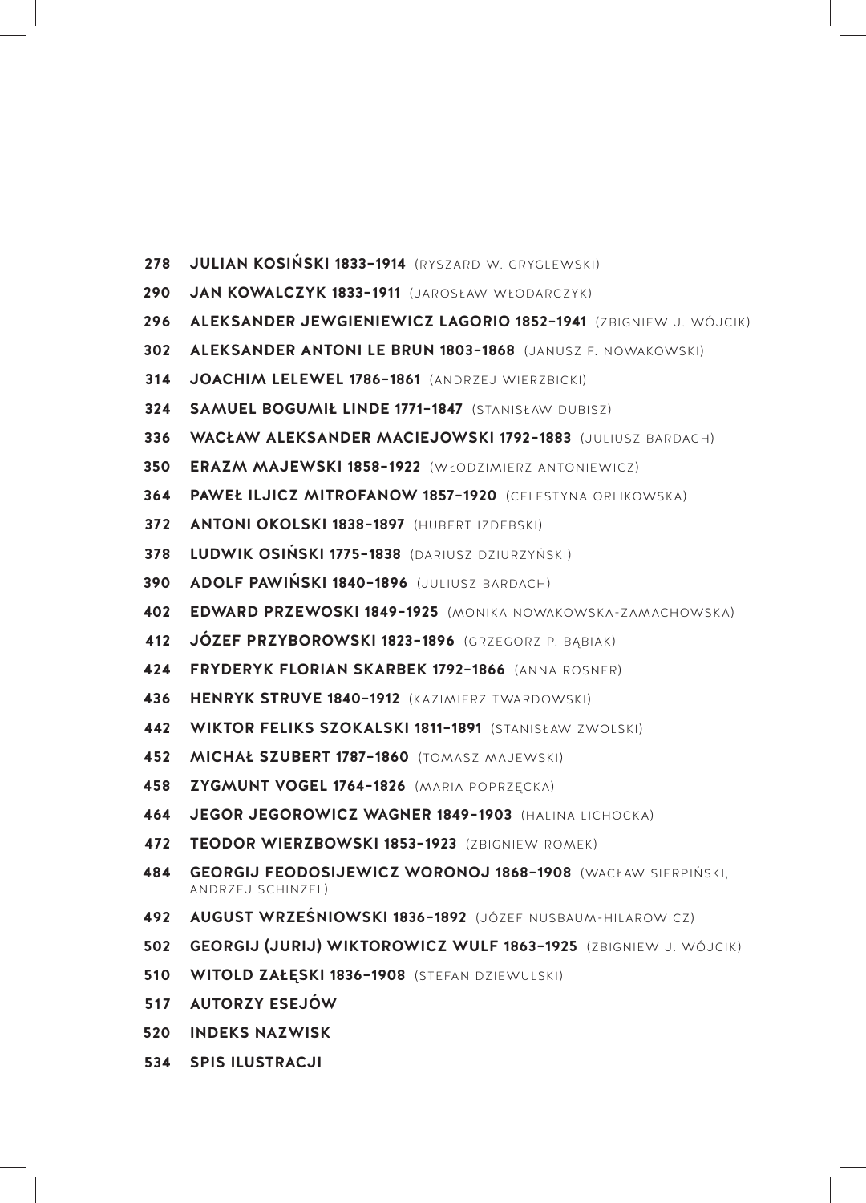278 **JULIAN KOSIŃSKI 1833–1914** (RYSZARD W. GRYGLEWSKI)

290 **JAN KOWALCZYK 1833–1911** (JAROSŁAW WŁODARCZYK)

296 **ALEKSANDER JEWGIENIEWICZ LAGORIO 1852–1941** (ZBIGNIEW J. WÓJCIK)

302 **ALEKSANDER ANTONI LE BRUN 1803–1868** (JANUSZ F. NOWAKOWSKI)

314 **JOACHIM LELEWEL 1786–1861** (ANDRZEJ WIERZBICKI)

324 **SAMUEL BOGUMIŁ LINDE 1771–1847** (STANISŁAW DUBISZ)

336 **WACŁAW ALEKSANDER MACIEJOWSKI 1792–1883** (JULIUSZ BARDACH)

350 **ERAZM MAJEWSKI 1858–1922** (WŁODZIMIERZ ANTONIEWICZ)

364 **PAWEŁ ILJICZ MITROFANOW 1857–1920** (CELESTYNA ORLIKOWSKA)

372 **ANTONI OKOLSKI 1838–1897** (HUBERT IZDEBSKI)

378 **LUDWIK OSIŃSKI 1775–1838** (DARIUSZ DZIURZYŃSKI)

390 **ADOLF PAWIŃSKI 1840–1896** (JULIUSZ BARDACH)

402 **EDWARD PRZEWOSKI 1849–1925** (MONIKA NOWAKOWSKA-ZAMACHOWSKA)

412 **JÓZEF PRZYBOROWSKI 1823–1896** (GRZEGORZ P. BĄBIAK)

424 **FRYDERYK FLORIAN SKARBEK 1792–1866** (ANNA ROSNER)

436 **HENRYK STRUVE 1840–1912** (KAZIMIERZ TWARDOWSKI)

442 **WIKTOR FELIKS SZOKALSKI 1811–1891** (STANISŁAW ZWOLSKI)

452 **MICHAŁ SZUBERT 1787–1860** (TOMASZ MAJEWSKI)

458 **ZYGMUNT VOGEL 1764–1826** (MARIA POPRZĘCKA)

464 **JEGOR JEGOROWICZ WAGNER 1849–1903** (HALINA LICHOCKA)

472 **TEODOR WIERZBOWSKI 1853–1923** (ZBIGNIEW ROMEK)

484 **GEORGIJ FEODOSIJEWICZ WORONOJ 1868–1908** (WACŁAW SIERPIŃSKI, ANDRZEJ SCHINZEL)

492 **AUGUST WRZEŚNIOWSKI 1836–1892** (JÓZEF NUSBAUM-HILAROWICZ)

502 **GEORGIJ (JURIJ) WIKTOROWICZ WULF 1863–1925** (ZBIGNIEW J. WÓJCIK)

510 **WITOLD ZAŁĘSKI 1836–1908** (STEFAN DZIEWULSKI)

517 **AUTORZY ESEJÓW**

520 **INDEKS NAZWISK**

534 **SPIS ILUSTRACJI**